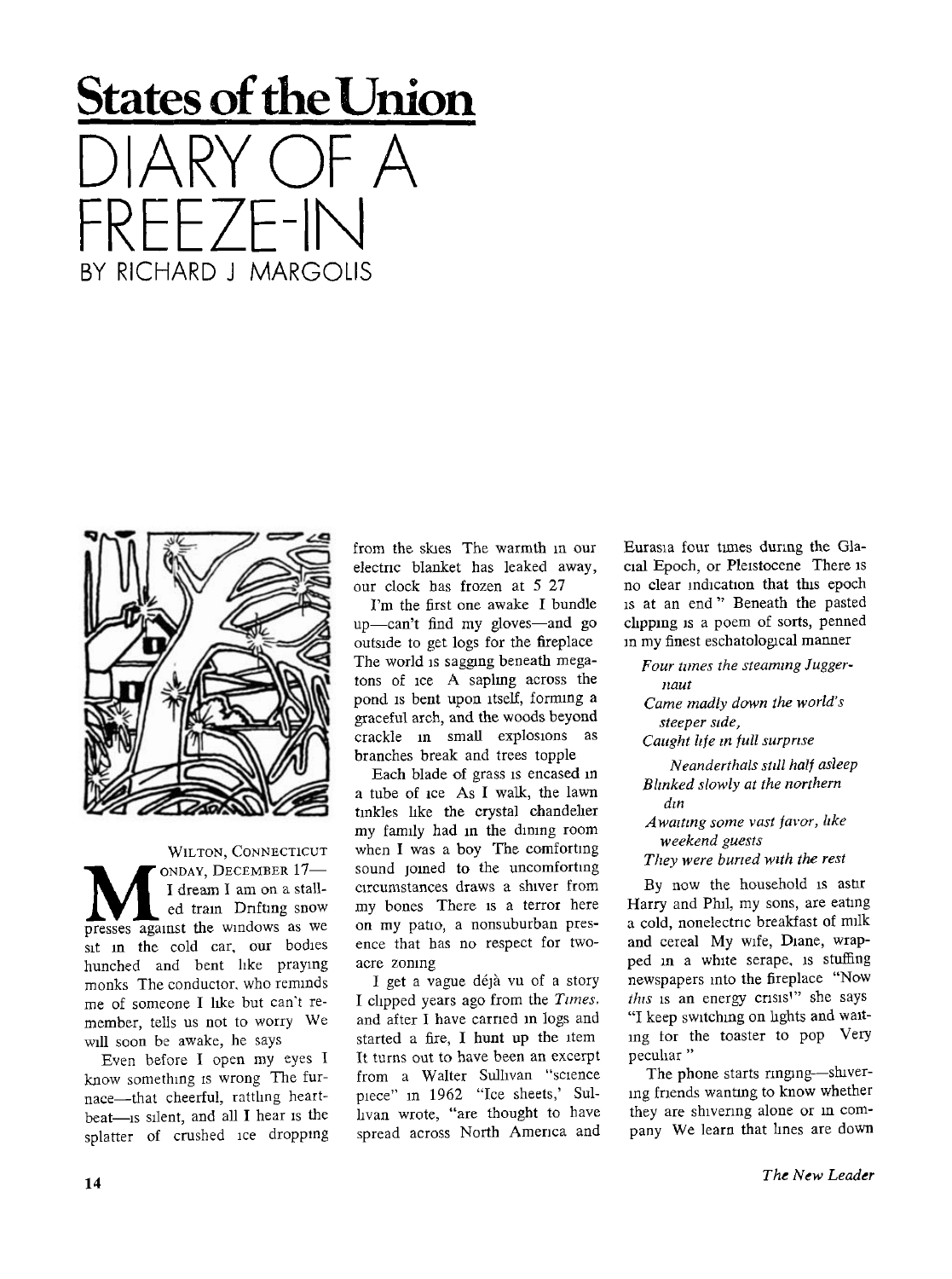# States of the Union

## DIARY OF A FREEZE-IN

BY RICHARD J MARGOLIS

WILTON, CONNECTICUT

MONDAY, DECEMBER 17—I dream I am on a stalled train Drifting snow presses against the windows as we sit in the cold car, our bodies hunched and bent like praying monks The conductor, who reminds me of someone I like but can't remember, tells us not to worry We will soon be awake, he says

Even before I open my eyes I know something is wrong The furnace—that cheerful, rattling heartbeat—is silent, and all I hear is the splatter of crushed ice dropping from the skies The warmth in our electric blanket has leaked away, our clock has frozen at 5 27

I'm the first one awake I bundle up—can't find my gloves—and go outside to get logs for the fireplace The world is sagging beneath megatons of ice A sapling across the pond is bent upon itself, forming a graceful arch, and the woods beyond crackle in small explosions as branches break and trees topple

Each blade of grass is encased in a tube of ice As I walk, the lawn tinkles like the crystal chandelier my family had in the dining room when I was a boy The comforting sound joined to the uncomforting circumstances draws a shiver from my bones There is a terror here on my patio, a nonsuburban presence that has no respect for two-acre zoning

I get a vague déjà vu of a story I clipped years ago from the *Times*, and after I have carried in logs and started a fire, I hunt up the item It turns out to have been an excerpt from a Walter Sullivan "science piece" in 1962 "Ice sheets,' Sullivan wrote, "are thought to have spread across North America and Eurasia four times during the Glacial Epoch, or Pleistocene There is no clear indication that this epoch is at an end" Beneath the pasted clipping is a poem of sorts, penned in my finest eschatological manner

*Four times the steaming Juggernaut*
*Came madly down the world's steeper side,*
*Caught life in full surprise*

*Neanderthals still half asleep*
*Blinked slowly at the northern din*
*Awaiting some vast favor, like weekend guests*
*They were buried with the rest*

By now the household is astir Harry and Phil, my sons, are eating a cold, nonelectric breakfast of milk and cereal My wife, Diane, wrapped in a white serape, is stuffing newspapers into the fireplace "Now *this* is an energy crisis!" she says "I keep switching on lights and waiting for the toaster to pop Very peculiar"

The phone starts ringing—shivering friends wanting to know whether they are shivering alone or in company We learn that lines are down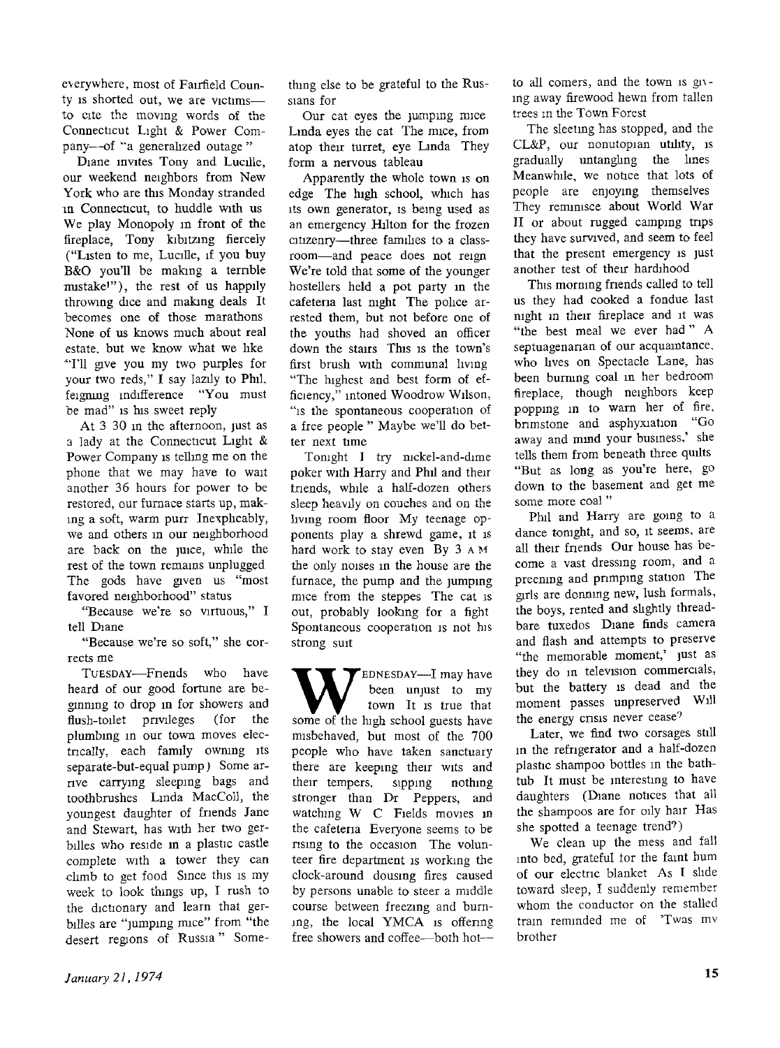everywhere, most of Fairfield County is shorted out, we are victims—to cite the moving words of the Connecticut Light & Power Company—of "a generalized outage"

Diane invites Tony and Lucille, our weekend neighbors from New York who are this Monday stranded in Connecticut, to huddle with us We play Monopoly in front of the fireplace, Tony kibitzing fiercely ("Listen to me, Lucille, if you buy B&O you'll be making a terrible mistake!"), the rest of us happily throwing dice and making deals It becomes one of those marathons None of us knows much about real estate, but we know what we like "I'll give you my two purples for your two reds," I say lazily to Phil, feigning indifference "You must be mad" is his sweet reply

At 3 30 in the afternoon, just as a lady at the Connecticut Light & Power Company is telling me on the phone that we may have to wait another 36 hours for power to be restored, our furnace starts up, making a soft, warm purr Inexplicably, we and others in our neighborhood are back on the juice, while the rest of the town remains unplugged The gods have given us "most favored neighborhood" status

"Because we're so virtuous," I tell Diane

"Because we're so soft," she corrects me

TUESDAY—Friends who have heard of our good fortune are beginning to drop in for showers and flush-toilet privileges (for the plumbing in our town moves electrically, each family owning its separate-but-equal pump) Some arrive carrying sleeping bags and toothbrushes Linda MacColl, the youngest daughter of friends Jane and Stewart, has with her two gerbilles who reside in a plastic castle complete with a tower they can climb to get food Since this is my week to look things up, I rush to the dictionary and learn that gerbilles are "jumping mice" from "the desert regions of Russia" Something else to be grateful to the Russians for

Our cat eyes the jumping mice Linda eyes the cat The mice, from atop their turret, eye Linda They form a nervous tableau

Apparently the whole town is on edge The high school, which has its own generator, is being used as an emergency Hilton for the frozen citizenry—three families to a classroom—and peace does not reign We're told that some of the younger hostellers held a pot party in the cafeteria last night The police arrested them, but not before one of the youths had shoved an officer down the stairs This is the town's first brush with communal living "The highest and best form of efficiency," intoned Woodrow Wilson, "is the spontaneous cooperation of a free people" Maybe we'll do better next time

Tonight I try nickel-and-dime poker with Harry and Phil and their friends, while a half-dozen others sleep heavily on couches and on the living room floor My teenage opponents play a shrewd game, it is hard work to stay even By 3 A M the only noises in the house are the furnace, the pump and the jumping mice from the steppes The cat is out, probably looking for a fight Spontaneous cooperation is not his strong suit

WEDNESDAY—I may have been unjust to my town It is true that some of the high school guests have misbehaved, but most of the 700 people who have taken sanctuary there are keeping their wits and their tempers, sipping nothing stronger than Dr Peppers, and watching W C Fields movies in the cafeteria Everyone seems to be rising to the occasion The volunteer fire department is working the clock-around dousing fires caused by persons unable to steer a middle course between freezing and burning, the local YMCA is offering free showers and coffee—both hot—to all comers, and the town is giving away firewood hewn from fallen trees in the Town Forest

The sleeting has stopped, and the CL&P, our nonutopian utility, is gradually untangling the lines Meanwhile, we notice that lots of people are enjoying themselves They reminisce about World War II or about rugged camping trips they have survived, and seem to feel that the present emergency is just another test of their hardihood

This morning friends called to tell us they had cooked a fondue last night in their fireplace and it was "the best meal we ever had" A septuagenarian of our acquaintance, who lives on Spectacle Lane, has been burning coal in her bedroom fireplace, though neighbors keep popping in to warn her of fire, brimstone and asphyxiation "Go away and mind your business," she tells them from beneath three quilts "But as long as you're here, go down to the basement and get me some more coal"

Phil and Harry are going to a dance tonight, and so, it seems, are all their friends Our house has become a vast dressing room, and a preening and primping station The girls are donning new, lush formals, the boys, rented and slightly threadbare tuxedos Diane finds camera and flash and attempts to preserve "the memorable moment," just as they do in television commercials, but the battery is dead and the moment passes unpreserved Will the energy crisis never cease?

Later, we find two corsages still in the refrigerator and a half-dozen plastic shampoo bottles in the bathtub It must be interesting to have daughters (Diane notices that all the shampoos are for oily hair Has she spotted a teenage trend?)

We clean up the mess and fall into bed, grateful for the faint hum of our electric blanket As I slide toward sleep, I suddenly remember whom the conductor on the stalled train reminded me of 'Twas my brother